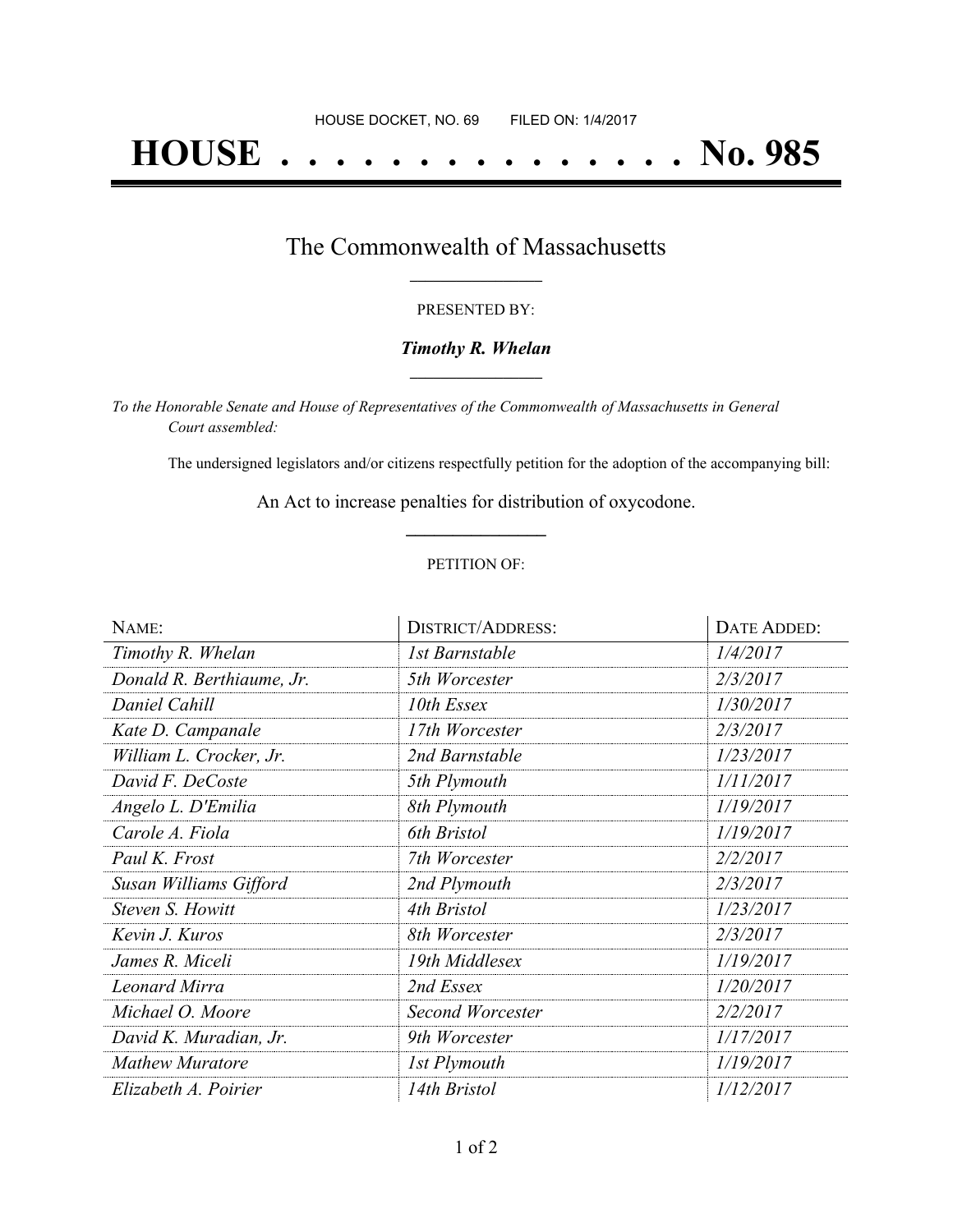HOUSE DOCKET, NO. 69 FILED ON: 1/4/2017

# HOUSE . . . . . . . . . . . . . . . No. 985

## The Commonwealth of Massachusetts

PRESENTED BY:

***Timothy R. Whelan***

*To the Honorable Senate and House of Representatives of the Commonwealth of Massachusetts in General Court assembled:*

The undersigned legislators and/or citizens respectfully petition for the adoption of the accompanying bill:

An Act to increase penalties for distribution of oxycodone.

PETITION OF:

| NAME: | DISTRICT/ADDRESS: | DATE ADDED: |
|---|---|---|
| *Timothy R. Whelan* | *1st Barnstable* | *1/4/2017* |
| *Donald R. Berthiaume, Jr.* | *5th Worcester* | *2/3/2017* |
| *Daniel Cahill* | *10th Essex* | *1/30/2017* |
| *Kate D. Campanale* | *17th Worcester* | *2/3/2017* |
| *William L. Crocker, Jr.* | *2nd Barnstable* | *1/23/2017* |
| *David F. DeCoste* | *5th Plymouth* | *1/11/2017* |
| *Angelo L. D'Emilia* | *8th Plymouth* | *1/19/2017* |
| *Carole A. Fiola* | *6th Bristol* | *1/19/2017* |
| *Paul K. Frost* | *7th Worcester* | *2/2/2017* |
| *Susan Williams Gifford* | *2nd Plymouth* | *2/3/2017* |
| *Steven S. Howitt* | *4th Bristol* | *1/23/2017* |
| *Kevin J. Kuros* | *8th Worcester* | *2/3/2017* |
| *James R. Miceli* | *19th Middlesex* | *1/19/2017* |
| *Leonard Mirra* | *2nd Essex* | *1/20/2017* |
| *Michael O. Moore* | *Second Worcester* | *2/2/2017* |
| *David K. Muradian, Jr.* | *9th Worcester* | *1/17/2017* |
| *Mathew Muratore* | *1st Plymouth* | *1/19/2017* |
| *Elizabeth A. Poirier* | *14th Bristol* | *1/12/2017* |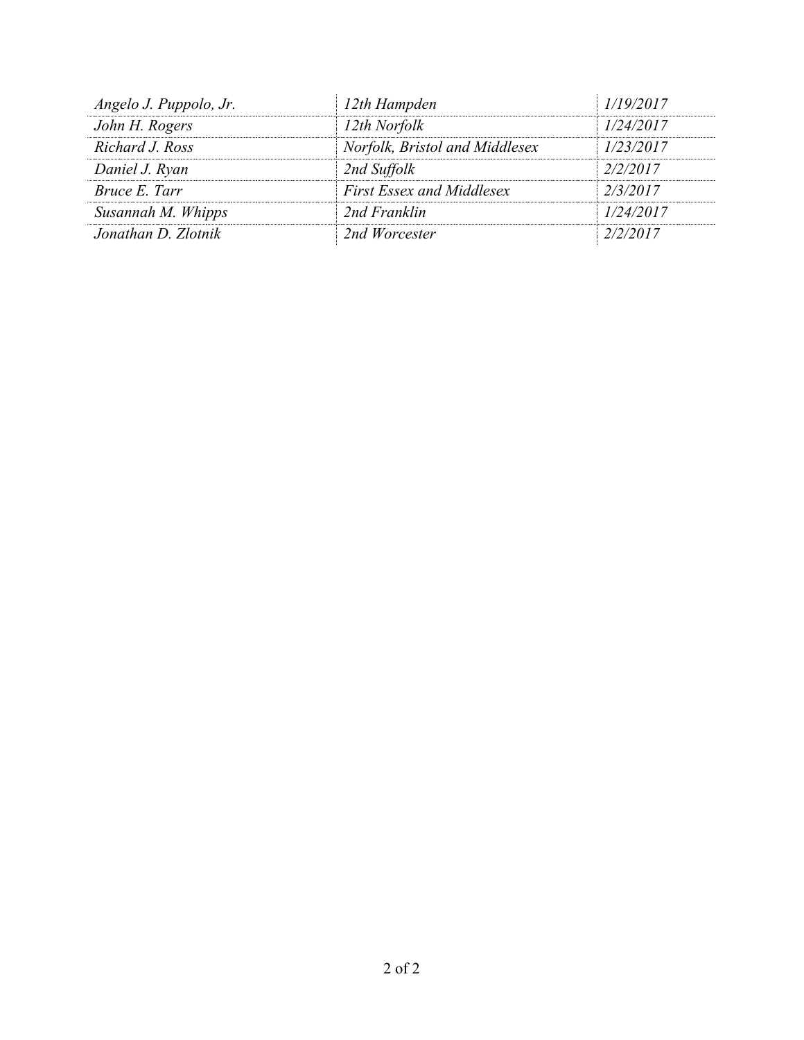| | | |
|---|---|---|
| *Angelo J. Puppolo, Jr.* | *12th Hampden* | *1/19/2017* |
| *John H. Rogers* | *12th Norfolk* | *1/24/2017* |
| *Richard J. Ross* | *Norfolk, Bristol and Middlesex* | *1/23/2017* |
| *Daniel J. Ryan* | *2nd Suffolk* | *2/2/2017* |
| *Bruce E. Tarr* | *First Essex and Middlesex* | *2/3/2017* |
| *Susannah M. Whipps* | *2nd Franklin* | *1/24/2017* |
| *Jonathan D. Zlotnik* | *2nd Worcester* | *2/2/2017* |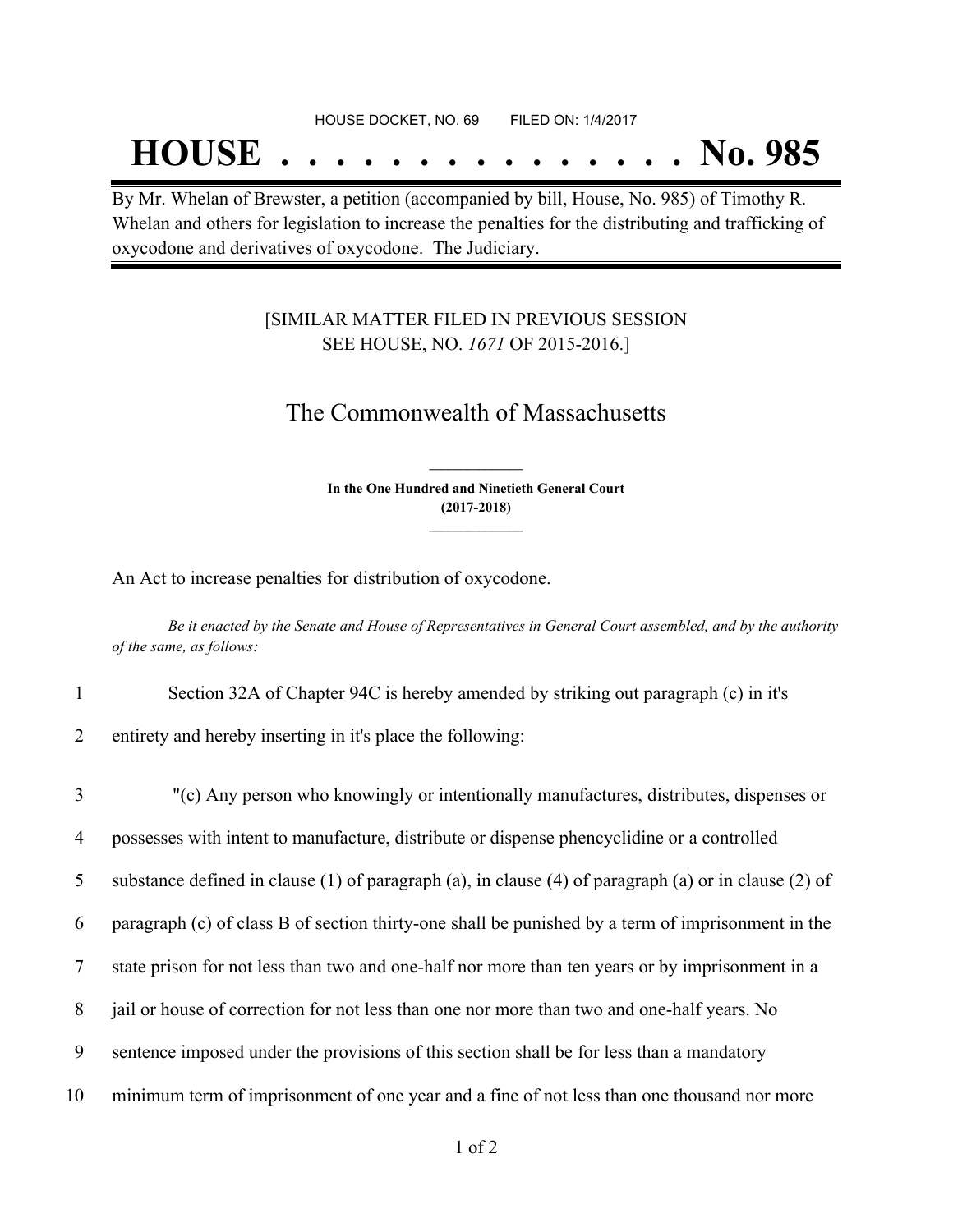HOUSE DOCKET, NO. 69 FILED ON: 1/4/2017

# HOUSE . . . . . . . . . . . . . . . No. 985

By Mr. Whelan of Brewster, a petition (accompanied by bill, House, No. 985) of Timothy R. Whelan and others for legislation to increase the penalties for the distributing and trafficking of oxycodone and derivatives of oxycodone. The Judiciary.

[SIMILAR MATTER FILED IN PREVIOUS SESSION SEE HOUSE, NO. *1671* OF 2015-2016.]

## The Commonwealth of Massachusetts

**In the One Hundred and Ninetieth General Court (2017-2018)**

An Act to increase penalties for distribution of oxycodone.

*Be it enacted by the Senate and House of Representatives in General Court assembled, and by the authority of the same, as follows:*

1 Section 32A of Chapter 94C is hereby amended by striking out paragraph (c) in it's
2 entirety and hereby inserting in it's place the following:

3 "(c) Any person who knowingly or intentionally manufactures, distributes, dispenses or
4 possesses with intent to manufacture, distribute or dispense phencyclidine or a controlled
5 substance defined in clause (1) of paragraph (a), in clause (4) of paragraph (a) or in clause (2) of
6 paragraph (c) of class B of section thirty-one shall be punished by a term of imprisonment in the
7 state prison for not less than two and one-half nor more than ten years or by imprisonment in a
8 jail or house of correction for not less than one nor more than two and one-half years. No
9 sentence imposed under the provisions of this section shall be for less than a mandatory
10 minimum term of imprisonment of one year and a fine of not less than one thousand nor more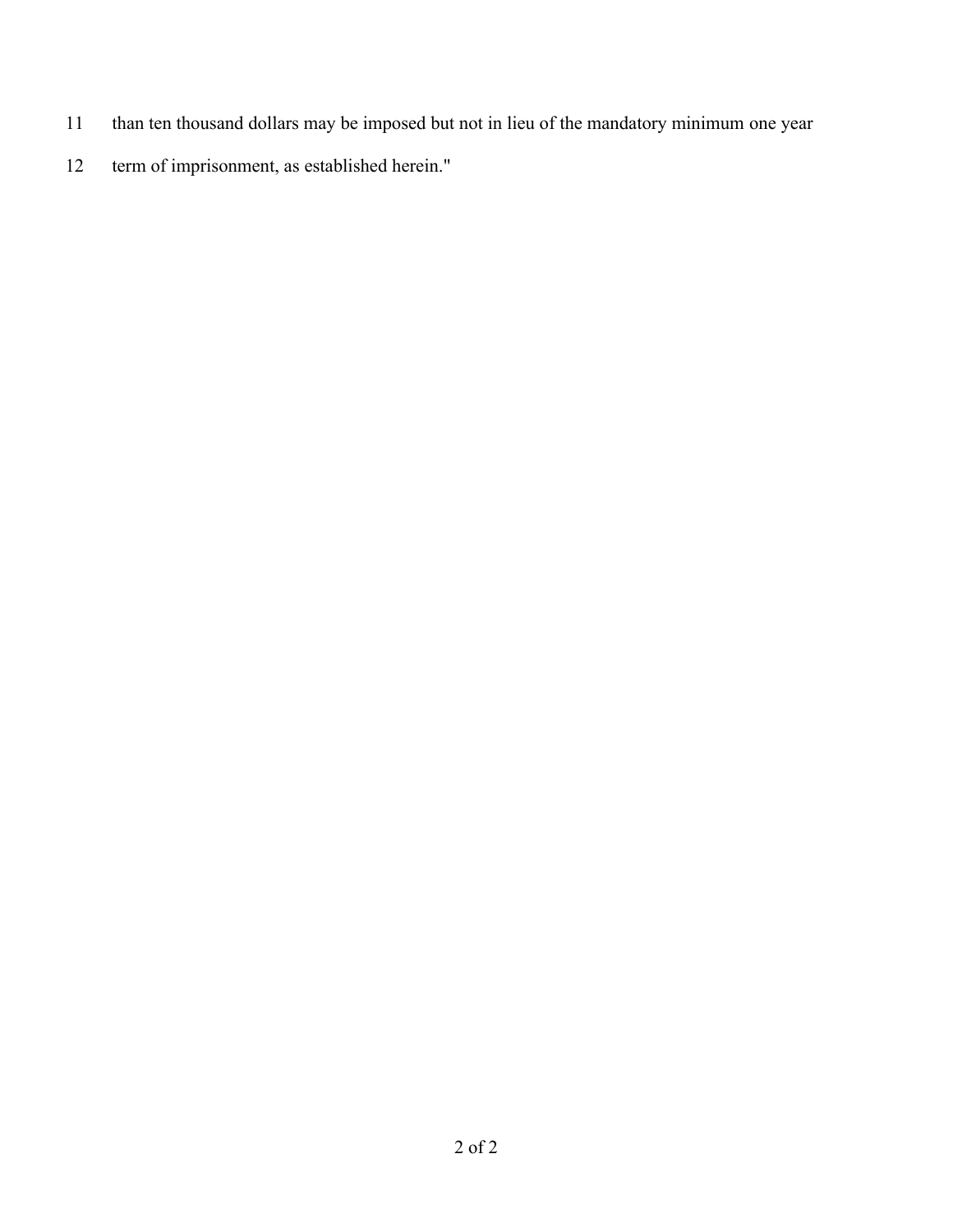than ten thousand dollars may be imposed but not in lieu of the mandatory minimum one year term of imprisonment, as established herein."